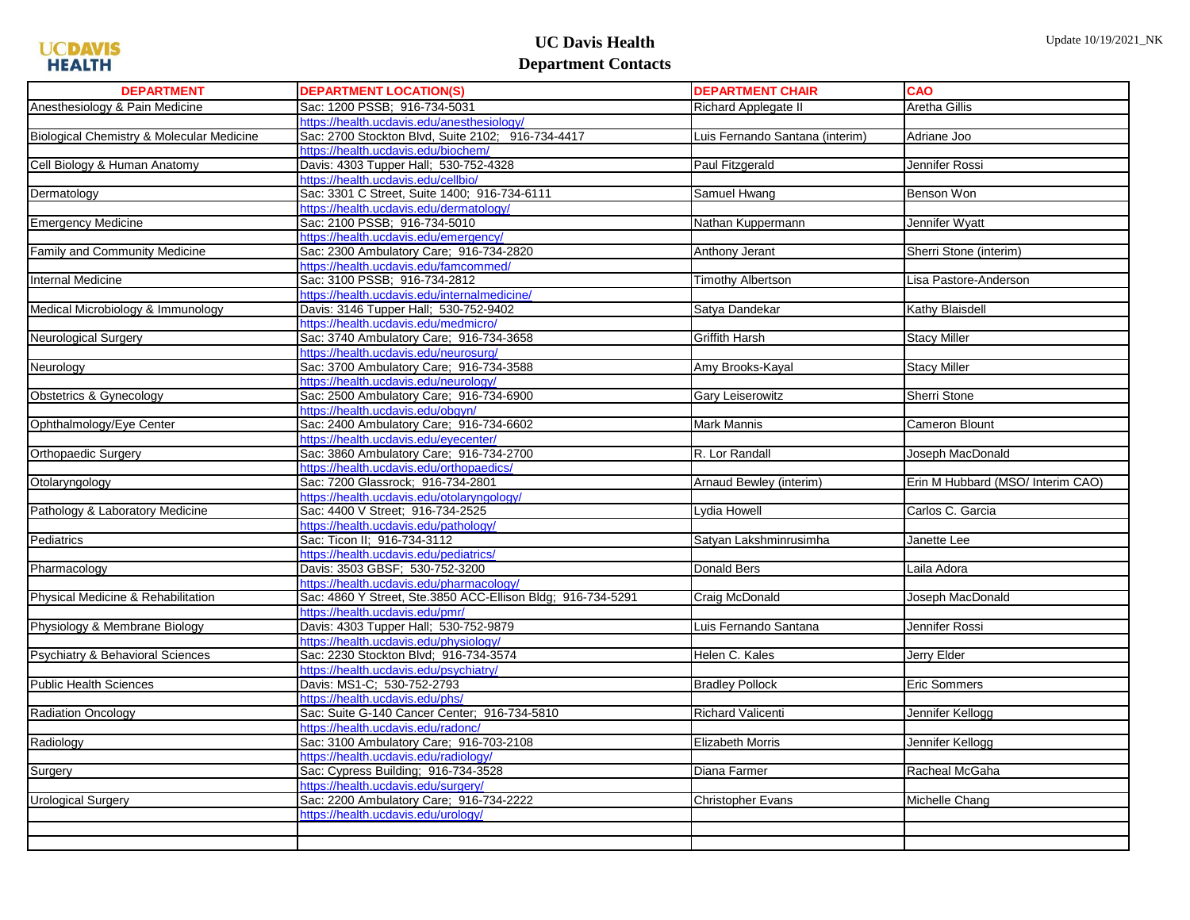# UC Davis Health
## Department Contacts

Update 10/19/2021_NK

| DEPARTMENT | DEPARTMENT LOCATION(S) | DEPARTMENT CHAIR | CAO |
|---|---|---|---|
| Anesthesiology & Pain Medicine | Sac: 1200 PSSB; 916-734-5031 | Richard Applegate II | Aretha Gillis |
| | https://health.ucdavis.edu/anesthesiology/ | | |
| Biological Chemistry & Molecular Medicine | Sac: 2700 Stockton Blvd, Suite 2102; 916-734-4417 | Luis Fernando Santana (interim) | Adriane Joo |
| | https://health.ucdavis.edu/biochem/ | | |
| Cell Biology & Human Anatomy | Davis: 4303 Tupper Hall; 530-752-4328 | Paul Fitzgerald | Jennifer Rossi |
| | https://health.ucdavis.edu/cellbio/ | | |
| Dermatology | Sac: 3301 C Street, Suite 1400; 916-734-6111 | Samuel Hwang | Benson Won |
| | https://health.ucdavis.edu/dermatology/ | | |
| Emergency Medicine | Sac: 2100 PSSB; 916-734-5010 | Nathan Kuppermann | Jennifer Wyatt |
| | https://health.ucdavis.edu/emergency/ | | |
| Family and Community Medicine | Sac: 2300 Ambulatory Care; 916-734-2820 | Anthony Jerant | Sherri Stone (interim) |
| | https://health.ucdavis.edu/famcommed/ | | |
| Internal Medicine | Sac: 3100 PSSB; 916-734-2812 | Timothy Albertson | Lisa Pastore-Anderson |
| | https://health.ucdavis.edu/internalmedicine/ | | |
| Medical Microbiology & Immunology | Davis: 3146 Tupper Hall; 530-752-9402 | Satya Dandekar | Kathy Blaisdell |
| | https://health.ucdavis.edu/medmicro/ | | |
| Neurological Surgery | Sac: 3740 Ambulatory Care; 916-734-3658 | Griffith Harsh | Stacy Miller |
| | https://health.ucdavis.edu/neurosurg/ | | |
| Neurology | Sac: 3700 Ambulatory Care; 916-734-3588 | Amy Brooks-Kayal | Stacy Miller |
| | https://health.ucdavis.edu/neurology/ | | |
| Obstetrics & Gynecology | Sac: 2500 Ambulatory Care; 916-734-6900 | Gary Leiserowitz | Sherri Stone |
| | https://health.ucdavis.edu/obgyn/ | | |
| Ophthalmology/Eye Center | Sac: 2400 Ambulatory Care; 916-734-6602 | Mark Mannis | Cameron Blount |
| | https://health.ucdavis.edu/eyecenter/ | | |
| Orthopaedic Surgery | Sac: 3860 Ambulatory Care; 916-734-2700 | R. Lor Randall | Joseph MacDonald |
| | https://health.ucdavis.edu/orthopaedics/ | | |
| Otolaryngology | Sac: 7200 Glassrock; 916-734-2801 | Arnaud Bewley (interim) | Erin M Hubbard (MSO/ Interim CAO) |
| | https://health.ucdavis.edu/otolaryngology/ | | |
| Pathology & Laboratory Medicine | Sac: 4400 V Street; 916-734-2525 | Lydia Howell | Carlos C. Garcia |
| | https://health.ucdavis.edu/pathology/ | | |
| Pediatrics | Sac: Ticon II; 916-734-3112 | Satyan Lakshminrusimha | Janette Lee |
| | https://health.ucdavis.edu/pediatrics/ | | |
| Pharmacology | Davis: 3503 GBSF; 530-752-3200 | Donald Bers | Laila Adora |
| | https://health.ucdavis.edu/pharmacology/ | | |
| Physical Medicine & Rehabilitation | Sac: 4860 Y Street, Ste.3850 ACC-Ellison Bldg; 916-734-5291 | Craig McDonald | Joseph MacDonald |
| | https://health.ucdavis.edu/pmr/ | | |
| Physiology & Membrane Biology | Davis: 4303 Tupper Hall; 530-752-9879 | Luis Fernando Santana | Jennifer Rossi |
| | https://health.ucdavis.edu/physiology/ | | |
| Psychiatry & Behavioral Sciences | Sac: 2230 Stockton Blvd; 916-734-3574 | Helen C. Kales | Jerry Elder |
| | https://health.ucdavis.edu/psychiatry/ | | |
| Public Health Sciences | Davis: MS1-C; 530-752-2793 | Bradley Pollock | Eric Sommers |
| | https://health.ucdavis.edu/phs/ | | |
| Radiation Oncology | Sac: Suite G-140 Cancer Center; 916-734-5810 | Richard Valicenti | Jennifer Kellogg |
| | https://health.ucdavis.edu/radonc/ | | |
| Radiology | Sac: 3100 Ambulatory Care; 916-703-2108 | Elizabeth Morris | Jennifer Kellogg |
| | https://health.ucdavis.edu/radiology/ | | |
| Surgery | Sac: Cypress Building; 916-734-3528 | Diana Farmer | Racheal McGaha |
| | https://health.ucdavis.edu/surgery/ | | |
| Urological Surgery | Sac: 2200 Ambulatory Care; 916-734-2222 | Christopher Evans | Michelle Chang |
| | https://health.ucdavis.edu/urology/ | | |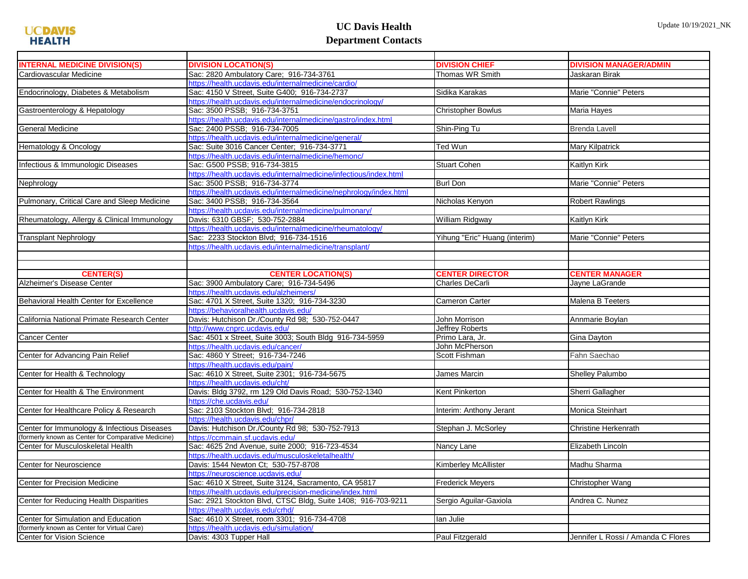# UC Davis Health

## Department Contacts

Update 10/19/2021_NK

| INTERNAL MEDICINE DIVISION(S) | DIVISION LOCATION(S) | DIVISION CHIEF | DIVISION MANAGER/ADMIN |
|---|---|---|---|
| Cardiovascular Medicine | Sac: 2820 Ambulatory Care; 916-734-3761 | Thomas WR Smith | Jaskaran Birak |
| | https://health.ucdavis.edu/internalmedicine/cardio/ | | |
| Endocrinology, Diabetes & Metabolism | Sac: 4150 V Street, Suite G400; 916-734-2737 | Sidika Karakas | Marie "Connie" Peters |
| | https://health.ucdavis.edu/internalmedicine/endocrinology/ | | |
| Gastroenterology & Hepatology | Sac: 3500 PSSB; 916-734-3751 | Christopher Bowlus | Maria Hayes |
| | https://health.ucdavis.edu/internalmedicine/gastro/index.html | | |
| General Medicine | Sac: 2400 PSSB; 916-734-7005 | Shin-Ping Tu | Brenda Lavell |
| | https://health.ucdavis.edu/internalmedicine/general/ | | |
| Hematology & Oncology | Sac: Suite 3016 Cancer Center; 916-734-3771 | Ted Wun | Mary Kilpatrick |
| | https://health.ucdavis.edu/internalmedicine/hemonc/ | | |
| Infectious & Immunologic Diseases | Sac: G500 PSSB; 916-734-3815 | Stuart Cohen | Kaitlyn Kirk |
| | https://health.ucdavis.edu/internalmedicine/infectious/index.html | | |
| Nephrology | Sac: 3500 PSSB; 916-734-3774 | Burl Don | Marie "Connie" Peters |
| | https://health.ucdavis.edu/internalmedicine/nephrology/index.html | | |
| Pulmonary, Critical Care and Sleep Medicine | Sac: 3400 PSSB; 916-734-3564 | Nicholas Kenyon | Robert Rawlings |
| | https://health.ucdavis.edu/internalmedicine/pulmonary/ | | |
| Rheumatology, Allergy & Clinical Immunology | Davis: 6310 GBSF; 530-752-2884 | William Ridgway | Kaitlyn Kirk |
| | https://health.ucdavis.edu/internalmedicine/rheumatology/ | | |
| Transplant Nephrology | Sac: 2233 Stockton Blvd; 916-734-1516 | Yihung "Eric" Huang (interim) | Marie "Connie" Peters |
| | https://health.ucdavis.edu/internalmedicine/transplant/ | | |

| CENTER(S) | CENTER LOCATION(S) | CENTER DIRECTOR | CENTER MANAGER |
|---|---|---|---|
| Alzheimer's Disease Center | Sac: 3900 Ambulatory Care; 916-734-5496 | Charles DeCarli | Jayne LaGrande |
| | https://health.ucdavis.edu/alzheimers/ | | |
| Behavioral Health Center for Excellence | Sac: 4701 X Street, Suite 1320; 916-734-3230 | Cameron Carter | Malena B Teeters |
| | https://behavioralhealth.ucdavis.edu/ | | |
| California National Primate Research Center | Davis: Hutchison Dr./County Rd 98; 530-752-0447 | John Morrison | Annmarie Boylan |
| | http://www.cnprc.ucdavis.edu/ | Jeffrey Roberts | |
| Cancer Center | Sac: 4501 x Street, Suite 3003; South Bldg 916-734-5959 | Primo Lara, Jr. | Gina Dayton |
| | https://health.ucdavis.edu/cancer/ | John McPherson | |
| Center for Advancing Pain Relief | Sac: 4860 Y Street; 916-734-7246 | Scott Fishman | Fahn Saechao |
| | https://health.ucdavis.edu/pain/ | | |
| Center for Health & Technology | Sac: 4610 X Street, Suite 2301; 916-734-5675 | James Marcin | Shelley Palumbo |
| | https://health.ucdavis.edu/cht/ | | |
| Center for Health & The Environment | Davis: Bldg 3792, rm 129 Old Davis Road; 530-752-1340 | Kent Pinkerton | Sherri Gallagher |
| | https://che.ucdavis.edu/ | | |
| Center for Healthcare Policy & Research | Sac: 2103 Stockton Blvd; 916-734-2818 | Interim: Anthony Jerant | Monica Steinhart |
| | https://health.ucdavis.edu/chpr/ | | |
| Center for Immunology & Infectious Diseases | Davis: Hutchison Dr./County Rd 98; 530-752-7913 | Stephan J. McSorley | Christine Herkenrath |
| (formerly known as Center for Comparative Medicine) | https://ccmmain.sf.ucdavis.edu/ | | |
| Center for Musculoskeletal Health | Sac: 4625 2nd Avenue, suite 2000; 916-723-4534 | Nancy Lane | Elizabeth Lincoln |
| | https://health.ucdavis.edu/musculoskeletalhealth/ | | |
| Center for Neuroscience | Davis: 1544 Newton Ct; 530-757-8708 | Kimberley McAllister | Madhu Sharma |
| | https://neuroscience.ucdavis.edu/ | | |
| Center for Precision Medicine | Sac: 4610 X Street, Suite 3124, Sacramento, CA 95817 | Frederick Meyers | Christopher Wang |
| | https://health.ucdavis.edu/precision-medicine/index.html | | |
| Center for Reducing Health Disparities | Sac: 2921 Stockton Blvd, CTSC Bldg, Suite 1408; 916-703-9211 | Sergio Aguilar-Gaxiola | Andrea C. Nunez |
| | https://health.ucdavis.edu/crhd/ | | |
| Center for Simulation and Education | Sac: 4610 X Street, room 3301; 916-734-4708 | Ian Julie | |
| (formerly known as Center for Virtual Care) | https://health.ucdavis.edu/simulation/ | | |
| Center for Vision Science | Davis: 4303 Tupper Hall | Paul Fitzgerald | Jennifer L Rossi / Amanda C Flores |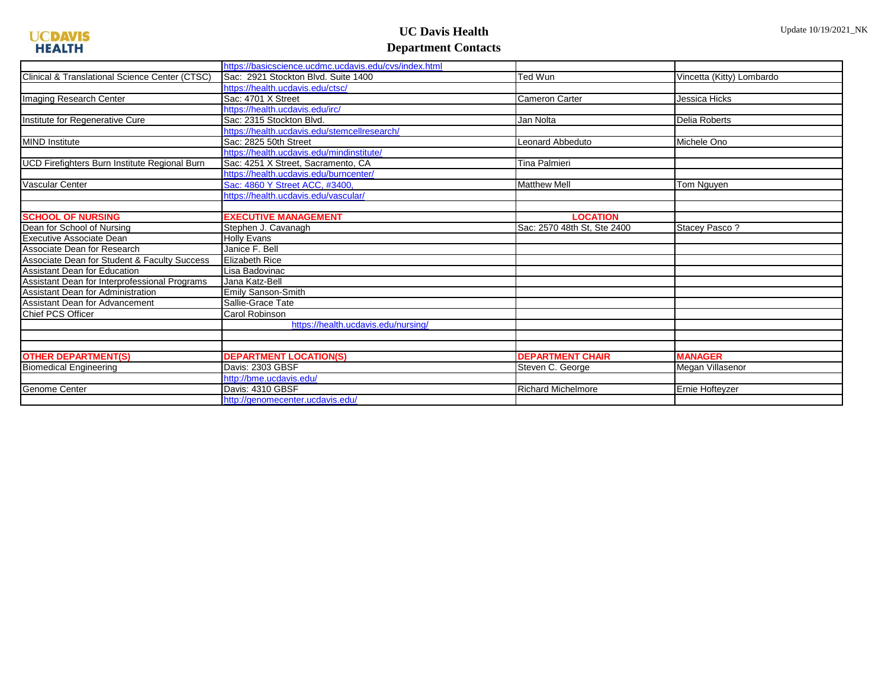# UC Davis Health
## Department Contacts

| | | | |
|---|---|---|---|
| | https://basicscience.ucdmc.ucdavis.edu/cvs/index.html | | |
| Clinical & Translational Science Center (CTSC) | Sac: 2921 Stockton Blvd. Suite 1400 | Ted Wun | Vincetta (Kitty) Lombardo |
| | https://health.ucdavis.edu/ctsc/ | | |
| Imaging Research Center | Sac: 4701 X Street | Cameron Carter | Jessica Hicks |
| | https://health.ucdavis.edu/irc/ | | |
| Institute for Regenerative Cure | Sac: 2315 Stockton Blvd. | Jan Nolta | Delia Roberts |
| | https://health.ucdavis.edu/stemcellresearch/ | | |
| MIND Institute | Sac: 2825 50th Street | Leonard Abbeduto | Michele Ono |
| | https://health.ucdavis.edu/mindinstitute/ | | |
| UCD Firefighters Burn Institute Regional Burn | Sac: 4251 X Street, Sacramento, CA | Tina Palmieri | |
| | https://health.ucdavis.edu/burncenter/ | | |
| Vascular Center | Sac: 4860 Y Street ACC, #3400, | Matthew Mell | Tom Nguyen |
| | https://health.ucdavis.edu/vascular/ | | |
| | | | |
| **SCHOOL OF NURSING** | **EXECUTIVE MANAGEMENT** | **LOCATION** | |
| Dean for School of Nursing | Stephen J. Cavanagh | Sac: 2570 48th St, Ste 2400 | Stacey Pasco ? |
| Executive Associate Dean | Holly Evans | | |
| Associate Dean for Research | Janice F. Bell | | |
| Associate Dean for Student & Faculty Success | Elizabeth Rice | | |
| Assistant Dean for Education | Lisa Badovinac | | |
| Assistant Dean for Interprofessional Programs | Jana Katz-Bell | | |
| Assistant Dean for Administration | Emily Sanson-Smith | | |
| Assistant Dean for Advancement | Sallie-Grace Tate | | |
| Chief PCS Officer | Carol Robinson | | |
| | https://health.ucdavis.edu/nursing/ | | |
| | | | |
| | | | |
| **OTHER DEPARTMENT(S)** | **DEPARTMENT LOCATION(S)** | **DEPARTMENT CHAIR** | **MANAGER** |
| Biomedical Engineering | Davis: 2303 GBSF | Steven C. George | Megan Villasenor |
| | http://bme.ucdavis.edu/ | | |
| Genome Center | Davis: 4310 GBSF | Richard Michelmore | Ernie Hofteyzer |
| | http://genomecenter.ucdavis.edu/ | | |